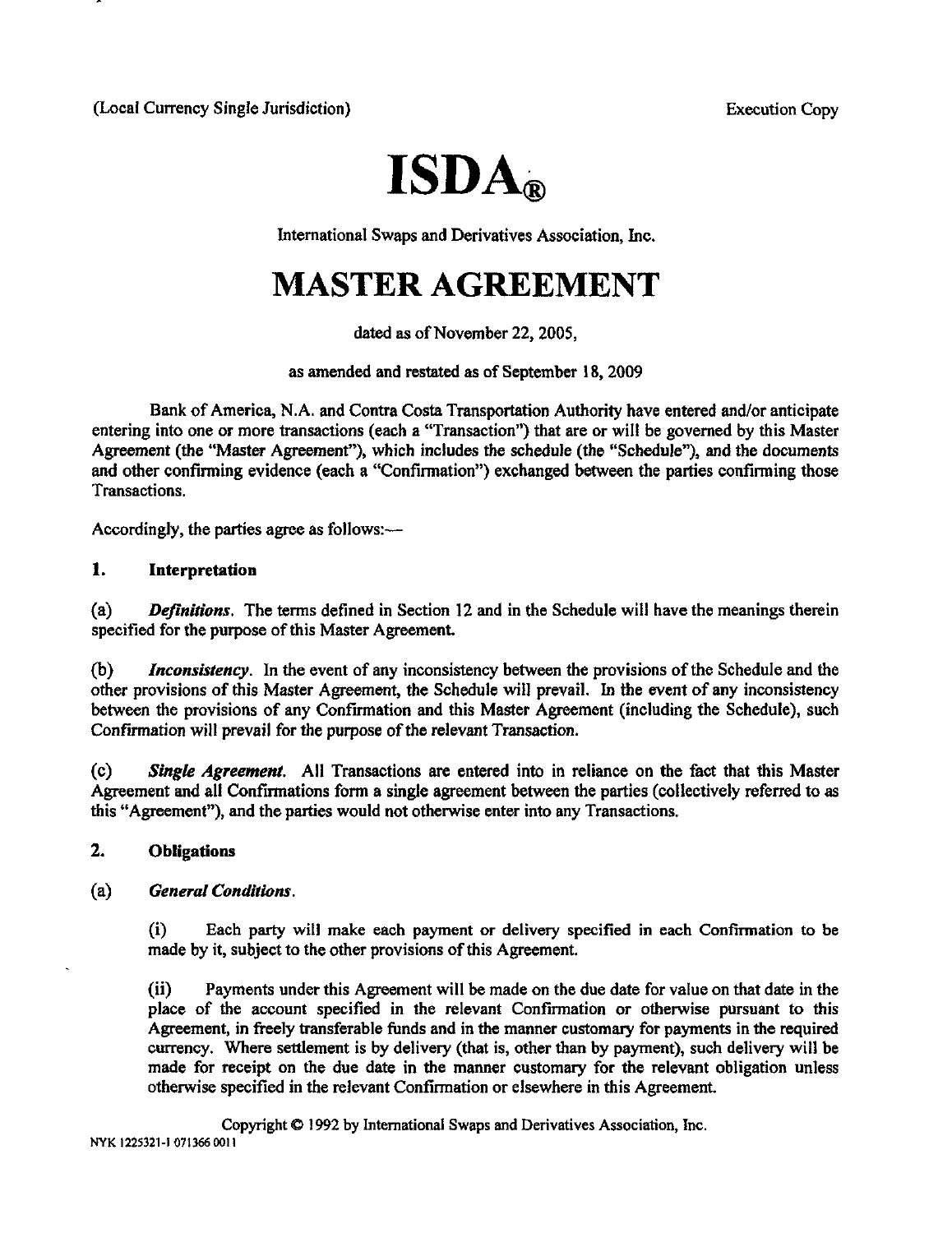(Local Currency Single Jurisdiction) Execution Copy

# ISDA®

International Swaps and Derivatives Association, Inc.

# MASTER AGREEMENT

dated as of November 22, 2005,

as amended and restated as of September 18, 2009

Bank of America, N.A. and Contra Costa Transportation Authority have entered and/or anticipate entering into one or more transactions (each a "Transaction") that are or will be governed by this Master Agreement (the "Master Agreement"), which includes the schedule (the "Schedule"), and the documents and other confirming evidence (each a "Confirmation") exchanged between the parties confirming those Transactions.

Accordingly, the parties agree as follows:—

## 1. Interpretation

(a) ***Definitions.*** The terms defined in Section 12 and in the Schedule will have the meanings therein specified for the purpose of this Master Agreement.

(b) ***Inconsistency.*** In the event of any inconsistency between the provisions of the Schedule and the other provisions of this Master Agreement, the Schedule will prevail. In the event of any inconsistency between the provisions of any Confirmation and this Master Agreement (including the Schedule), such Confirmation will prevail for the purpose of the relevant Transaction.

(c) ***Single Agreement.*** All Transactions are entered into in reliance on the fact that this Master Agreement and all Confirmations form a single agreement between the parties (collectively referred to as this "Agreement"), and the parties would not otherwise enter into any Transactions.

## 2. Obligations

(a) ***General Conditions.***

(i) Each party will make each payment or delivery specified in each Confirmation to be made by it, subject to the other provisions of this Agreement.

(ii) Payments under this Agreement will be made on the due date for value on that date in the place of the account specified in the relevant Confirmation or otherwise pursuant to this Agreement, in freely transferable funds and in the manner customary for payments in the required currency. Where settlement is by delivery (that is, other than by payment), such delivery will be made for receipt on the due date in the manner customary for the relevant obligation unless otherwise specified in the relevant Confirmation or elsewhere in this Agreement.

Copyright © 1992 by International Swaps and Derivatives Association, Inc.

NYK 1225321-1 071366 0011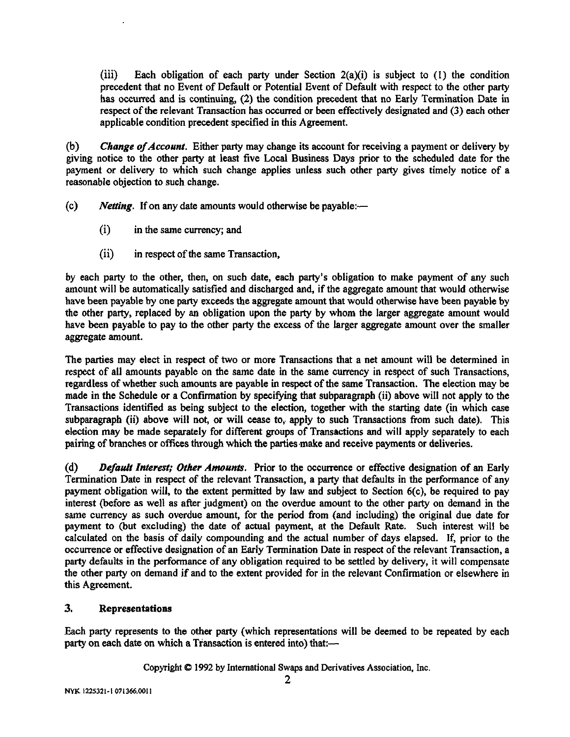(iii) Each obligation of each party under Section 2(a)(i) is subject to (1) the condition precedent that no Event of Default or Potential Event of Default with respect to the other party has occurred and is continuing, (2) the condition precedent that no Early Termination Date in respect of the relevant Transaction has occurred or been effectively designated and (3) each other applicable condition precedent specified in this Agreement.

(b) ***Change of Account.*** Either party may change its account for receiving a payment or delivery by giving notice to the other party at least five Local Business Days prior to the scheduled date for the payment or delivery to which such change applies unless such other party gives timely notice of a reasonable objection to such change.

(c) ***Netting.*** If on any date amounts would otherwise be payable:—

(i) in the same currency; and

(ii) in respect of the same Transaction,

by each party to the other, then, on such date, each party's obligation to make payment of any such amount will be automatically satisfied and discharged and, if the aggregate amount that would otherwise have been payable by one party exceeds the aggregate amount that would otherwise have been payable by the other party, replaced by an obligation upon the party by whom the larger aggregate amount would have been payable to pay to the other party the excess of the larger aggregate amount over the smaller aggregate amount.

The parties may elect in respect of two or more Transactions that a net amount will be determined in respect of all amounts payable on the same date in the same currency in respect of such Transactions, regardless of whether such amounts are payable in respect of the same Transaction. The election may be made in the Schedule or a Confirmation by specifying that subparagraph (ii) above will not apply to the Transactions identified as being subject to the election, together with the starting date (in which case subparagraph (ii) above will not, or will cease to, apply to such Transactions from such date). This election may be made separately for different groups of Transactions and will apply separately to each pairing of branches or offices through which the parties make and receive payments or deliveries.

(d) ***Default Interest; Other Amounts.*** Prior to the occurrence or effective designation of an Early Termination Date in respect of the relevant Transaction, a party that defaults in the performance of any payment obligation will, to the extent permitted by law and subject to Section 6(c), be required to pay interest (before as well as after judgment) on the overdue amount to the other party on demand in the same currency as such overdue amount, for the period from (and including) the original due date for payment to (but excluding) the date of actual payment, at the Default Rate. Such interest will be calculated on the basis of daily compounding and the actual number of days elapsed. If, prior to the occurrence or effective designation of an Early Termination Date in respect of the relevant Transaction, a party defaults in the performance of any obligation required to be settled by delivery, it will compensate the other party on demand if and to the extent provided for in the relevant Confirmation or elsewhere in this Agreement.

## 3. Representations

Each party represents to the other party (which representations will be deemed to be repeated by each party on each date on which a Transaction is entered into) that:—

Copyright © 1992 by International Swaps and Derivatives Association, Inc.

NYK 1225321-1 071366.0011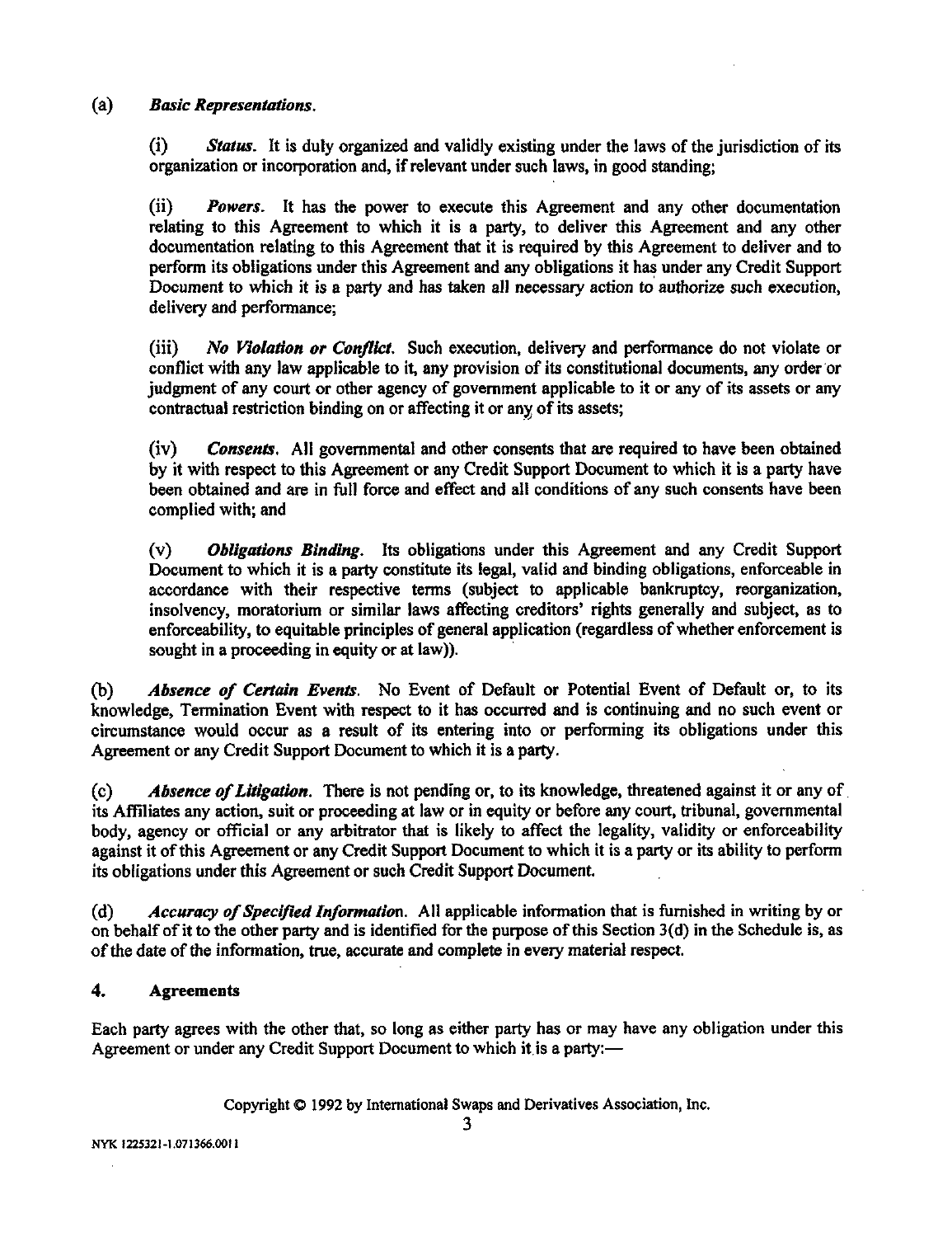(a) *Basic Representations.*

(i) *Status.* It is duly organized and validly existing under the laws of the jurisdiction of its organization or incorporation and, if relevant under such laws, in good standing;

(ii) *Powers.* It has the power to execute this Agreement and any other documentation relating to this Agreement to which it is a party, to deliver this Agreement and any other documentation relating to this Agreement that it is required by this Agreement to deliver and to perform its obligations under this Agreement and any obligations it has under any Credit Support Document to which it is a party and has taken all necessary action to authorize such execution, delivery and performance;

(iii) *No Violation or Conflict.* Such execution, delivery and performance do not violate or conflict with any law applicable to it, any provision of its constitutional documents, any order or judgment of any court or other agency of government applicable to it or any of its assets or any contractual restriction binding on or affecting it or any of its assets;

(iv) *Consents.* All governmental and other consents that are required to have been obtained by it with respect to this Agreement or any Credit Support Document to which it is a party have been obtained and are in full force and effect and all conditions of any such consents have been complied with; and

(v) *Obligations Binding.* Its obligations under this Agreement and any Credit Support Document to which it is a party constitute its legal, valid and binding obligations, enforceable in accordance with their respective terms (subject to applicable bankruptcy, reorganization, insolvency, moratorium or similar laws affecting creditors' rights generally and subject, as to enforceability, to equitable principles of general application (regardless of whether enforcement is sought in a proceeding in equity or at law)).

(b) *Absence of Certain Events.* No Event of Default or Potential Event of Default or, to its knowledge, Termination Event with respect to it has occurred and is continuing and no such event or circumstance would occur as a result of its entering into or performing its obligations under this Agreement or any Credit Support Document to which it is a party.

(c) *Absence of Litigation.* There is not pending or, to its knowledge, threatened against it or any of its Affiliates any action, suit or proceeding at law or in equity or before any court, tribunal, governmental body, agency or official or any arbitrator that is likely to affect the legality, validity or enforceability against it of this Agreement or any Credit Support Document to which it is a party or its ability to perform its obligations under this Agreement or such Credit Support Document.

(d) *Accuracy of Specified Information.* All applicable information that is furnished in writing by or on behalf of it to the other party and is identified for the purpose of this Section 3(d) in the Schedule is, as of the date of the information, true, accurate and complete in every material respect.

## 4. Agreements

Each party agrees with the other that, so long as either party has or may have any obligation under this Agreement or under any Credit Support Document to which it is a party:—

Copyright © 1992 by International Swaps and Derivatives Association, Inc.

NYK 1225321-1.071366.0011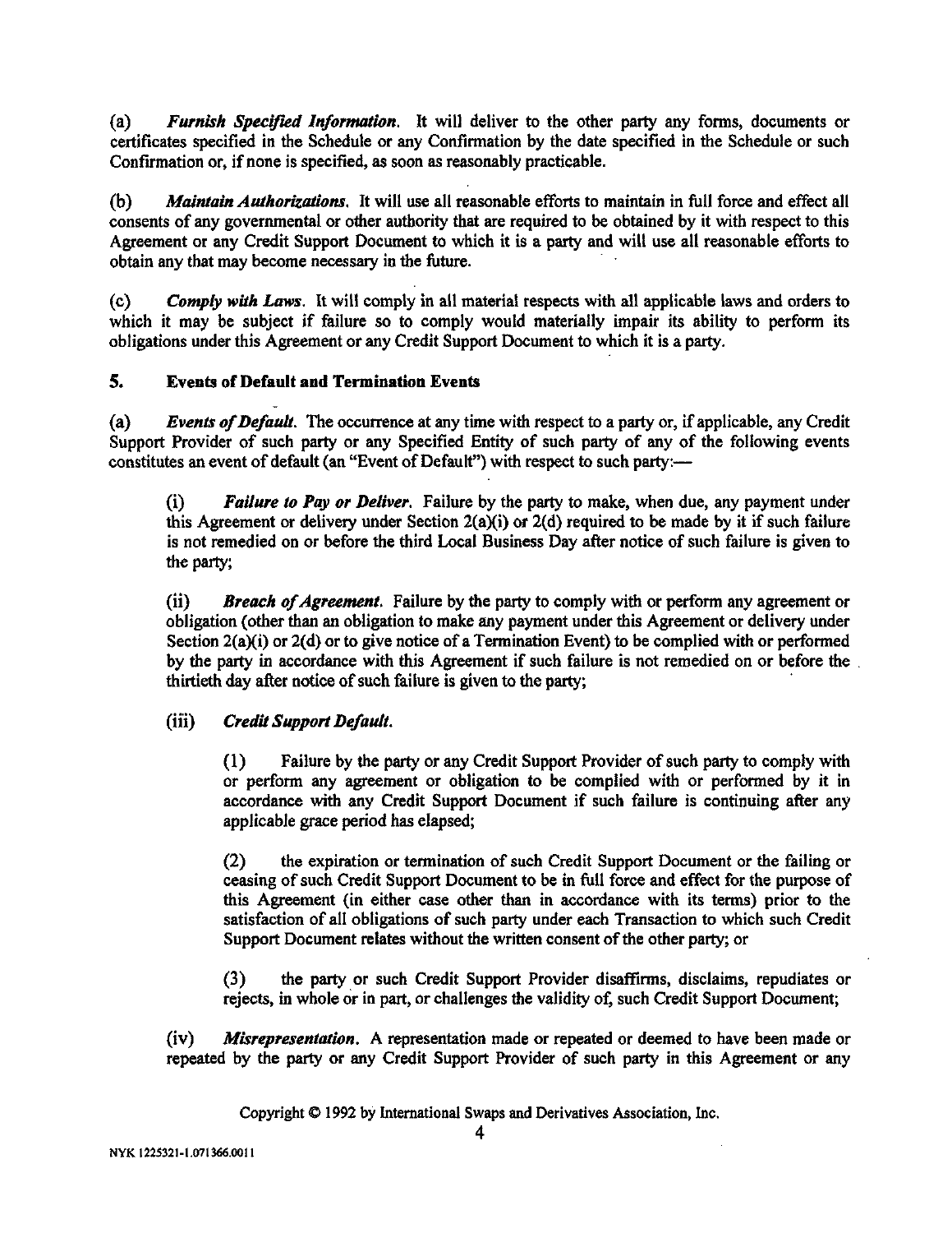(a) ***Furnish Specified Information.*** It will deliver to the other party any forms, documents or certificates specified in the Schedule or any Confirmation by the date specified in the Schedule or such Confirmation or, if none is specified, as soon as reasonably practicable.

(b) ***Maintain Authorizations.*** It will use all reasonable efforts to maintain in full force and effect all consents of any governmental or other authority that are required to be obtained by it with respect to this Agreement or any Credit Support Document to which it is a party and will use all reasonable efforts to obtain any that may become necessary in the future.

(c) ***Comply with Laws.*** It will comply in all material respects with all applicable laws and orders to which it may be subject if failure so to comply would materially impair its ability to perform its obligations under this Agreement or any Credit Support Document to which it is a party.

## 5. Events of Default and Termination Events

(a) ***Events of Default.*** The occurrence at any time with respect to a party or, if applicable, any Credit Support Provider of such party or any Specified Entity of such party of any of the following events constitutes an event of default (an "Event of Default") with respect to such party:—

(i) ***Failure to Pay or Deliver.*** Failure by the party to make, when due, any payment under this Agreement or delivery under Section 2(a)(i) or 2(d) required to be made by it if such failure is not remedied on or before the third Local Business Day after notice of such failure is given to the party;

(ii) ***Breach of Agreement.*** Failure by the party to comply with or perform any agreement or obligation (other than an obligation to make any payment under this Agreement or delivery under Section 2(a)(i) or 2(d) or to give notice of a Termination Event) to be complied with or performed by the party in accordance with this Agreement if such failure is not remedied on or before the thirtieth day after notice of such failure is given to the party;

(iii) ***Credit Support Default.***

(1) Failure by the party or any Credit Support Provider of such party to comply with or perform any agreement or obligation to be complied with or performed by it in accordance with any Credit Support Document if such failure is continuing after any applicable grace period has elapsed;

(2) the expiration or termination of such Credit Support Document or the failing or ceasing of such Credit Support Document to be in full force and effect for the purpose of this Agreement (in either case other than in accordance with its terms) prior to the satisfaction of all obligations of such party under each Transaction to which such Credit Support Document relates without the written consent of the other party; or

(3) the party or such Credit Support Provider disaffirms, disclaims, repudiates or rejects, in whole or in part, or challenges the validity of, such Credit Support Document;

(iv) ***Misrepresentation.*** A representation made or repeated or deemed to have been made or repeated by the party or any Credit Support Provider of such party in this Agreement or any

Copyright © 1992 by International Swaps and Derivatives Association, Inc.

NYK 1225321-1.071366.0011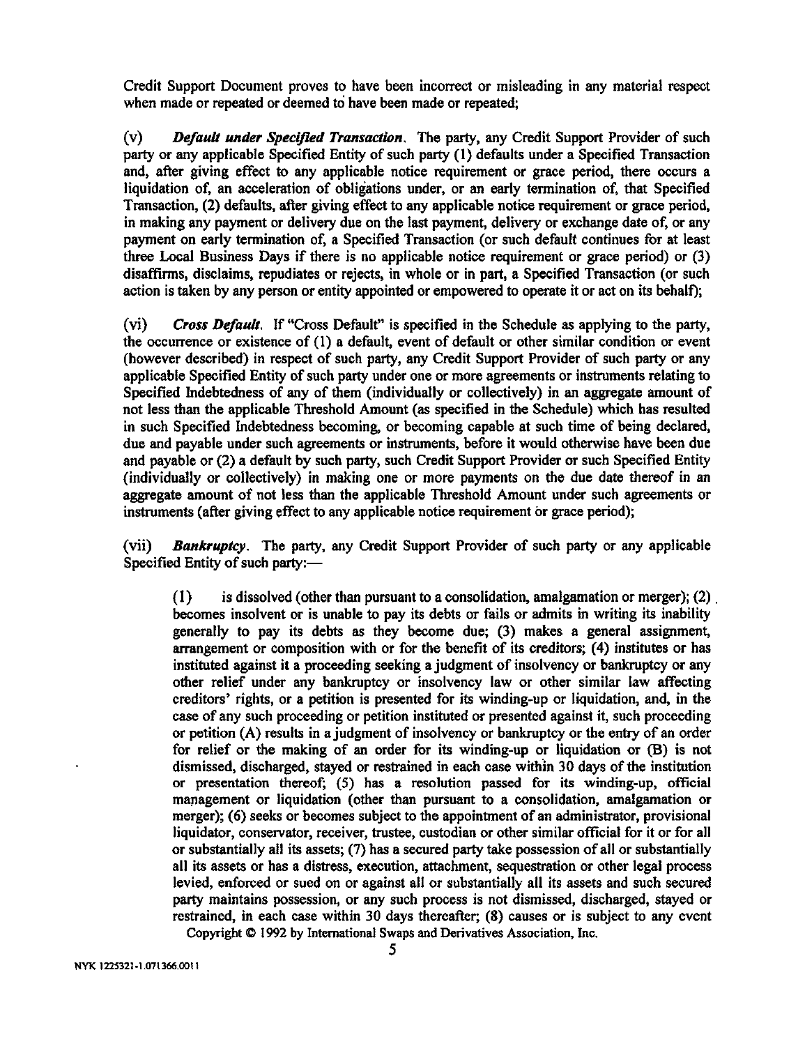Credit Support Document proves to have been incorrect or misleading in any material respect when made or repeated or deemed to have been made or repeated;

(v) *Default under Specified Transaction*. The party, any Credit Support Provider of such party or any applicable Specified Entity of such party (1) defaults under a Specified Transaction and, after giving effect to any applicable notice requirement or grace period, there occurs a liquidation of, an acceleration of obligations under, or an early termination of, that Specified Transaction, (2) defaults, after giving effect to any applicable notice requirement or grace period, in making any payment or delivery due on the last payment, delivery or exchange date of, or any payment on early termination of, a Specified Transaction (or such default continues for at least three Local Business Days if there is no applicable notice requirement or grace period) or (3) disaffirms, disclaims, repudiates or rejects, in whole or in part, a Specified Transaction (or such action is taken by any person or entity appointed or empowered to operate it or act on its behalf);

(vi) *Cross Default*. If "Cross Default" is specified in the Schedule as applying to the party, the occurrence or existence of (1) a default, event of default or other similar condition or event (however described) in respect of such party, any Credit Support Provider of such party or any applicable Specified Entity of such party under one or more agreements or instruments relating to Specified Indebtedness of any of them (individually or collectively) in an aggregate amount of not less than the applicable Threshold Amount (as specified in the Schedule) which has resulted in such Specified Indebtedness becoming, or becoming capable at such time of being declared, due and payable under such agreements or instruments, before it would otherwise have been due and payable or (2) a default by such party, such Credit Support Provider or such Specified Entity (individually or collectively) in making one or more payments on the due date thereof in an aggregate amount of not less than the applicable Threshold Amount under such agreements or instruments (after giving effect to any applicable notice requirement or grace period);

(vii) *Bankruptcy*. The party, any Credit Support Provider of such party or any applicable Specified Entity of such party:—

(1) is dissolved (other than pursuant to a consolidation, amalgamation or merger); (2) becomes insolvent or is unable to pay its debts or fails or admits in writing its inability generally to pay its debts as they become due; (3) makes a general assignment, arrangement or composition with or for the benefit of its creditors; (4) institutes or has instituted against it a proceeding seeking a judgment of insolvency or bankruptcy or any other relief under any bankruptcy or insolvency law or other similar law affecting creditors' rights, or a petition is presented for its winding-up or liquidation, and, in the case of any such proceeding or petition instituted or presented against it, such proceeding or petition (A) results in a judgment of insolvency or bankruptcy or the entry of an order for relief or the making of an order for its winding-up or liquidation or (B) is not dismissed, discharged, stayed or restrained in each case within 30 days of the institution or presentation thereof; (5) has a resolution passed for its winding-up, official management or liquidation (other than pursuant to a consolidation, amalgamation or merger); (6) seeks or becomes subject to the appointment of an administrator, provisional liquidator, conservator, receiver, trustee, custodian or other similar official for it or for all or substantially all its assets; (7) has a secured party take possession of all or substantially all its assets or has a distress, execution, attachment, sequestration or other legal process levied, enforced or sued on or against all or substantially all its assets and such secured party maintains possession, or any such process is not dismissed, discharged, stayed or restrained, in each case within 30 days thereafter; (8) causes or is subject to any event

Copyright © 1992 by International Swaps and Derivatives Association, Inc.

NYK 1225321-1.071366.0011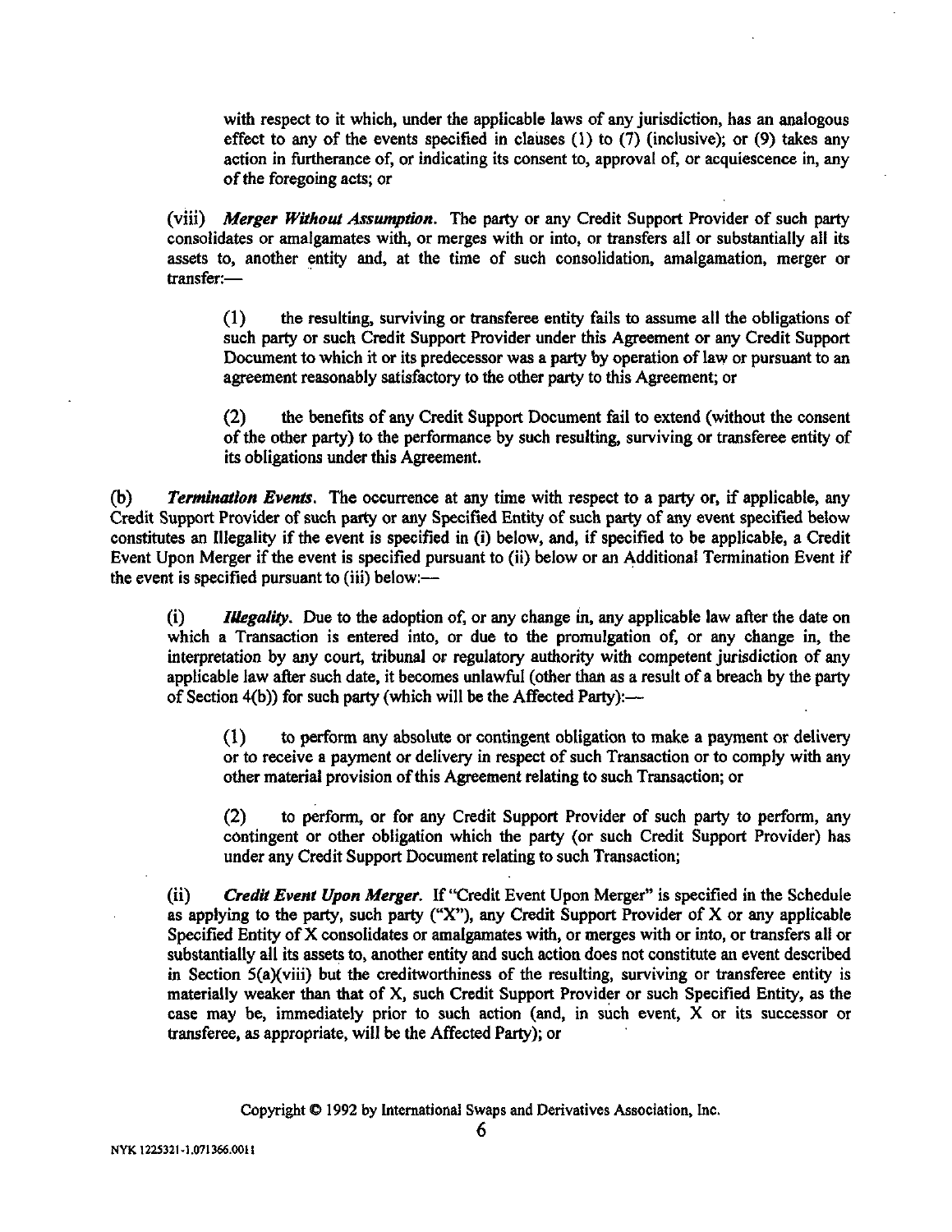with respect to it which, under the applicable laws of any jurisdiction, has an analogous effect to any of the events specified in clauses (1) to (7) (inclusive); or (9) takes any action in furtherance of, or indicating its consent to, approval of, or acquiescence in, any of the foregoing acts; or

(viii) *Merger Without Assumption*. The party or any Credit Support Provider of such party consolidates or amalgamates with, or merges with or into, or transfers all or substantially all its assets to, another entity and, at the time of such consolidation, amalgamation, merger or transfer:—

(1) the resulting, surviving or transferee entity fails to assume all the obligations of such party or such Credit Support Provider under this Agreement or any Credit Support Document to which it or its predecessor was a party by operation of law or pursuant to an agreement reasonably satisfactory to the other party to this Agreement; or

(2) the benefits of any Credit Support Document fail to extend (without the consent of the other party) to the performance by such resulting, surviving or transferee entity of its obligations under this Agreement.

(b) *Termination Events*. The occurrence at any time with respect to a party or, if applicable, any Credit Support Provider of such party or any Specified Entity of such party of any event specified below constitutes an Illegality if the event is specified in (i) below, and, if specified to be applicable, a Credit Event Upon Merger if the event is specified pursuant to (ii) below or an Additional Termination Event if the event is specified pursuant to (iii) below:—

(i) *Illegality*. Due to the adoption of, or any change in, any applicable law after the date on which a Transaction is entered into, or due to the promulgation of, or any change in, the interpretation by any court, tribunal or regulatory authority with competent jurisdiction of any applicable law after such date, it becomes unlawful (other than as a result of a breach by the party of Section 4(b)) for such party (which will be the Affected Party):—

(1) to perform any absolute or contingent obligation to make a payment or delivery or to receive a payment or delivery in respect of such Transaction or to comply with any other material provision of this Agreement relating to such Transaction; or

(2) to perform, or for any Credit Support Provider of such party to perform, any contingent or other obligation which the party (or such Credit Support Provider) has under any Credit Support Document relating to such Transaction;

(ii) *Credit Event Upon Merger*. If "Credit Event Upon Merger" is specified in the Schedule as applying to the party, such party ("X"), any Credit Support Provider of X or any applicable Specified Entity of X consolidates or amalgamates with, or merges with or into, or transfers all or substantially all its assets to, another entity and such action does not constitute an event described in Section 5(a)(viii) but the creditworthiness of the resulting, surviving or transferee entity is materially weaker than that of X, such Credit Support Provider or such Specified Entity, as the case may be, immediately prior to such action (and, in such event, X or its successor or transferee, as appropriate, will be the Affected Party); or

Copyright © 1992 by International Swaps and Derivatives Association, Inc.

NYK 1225321-1.071366.0011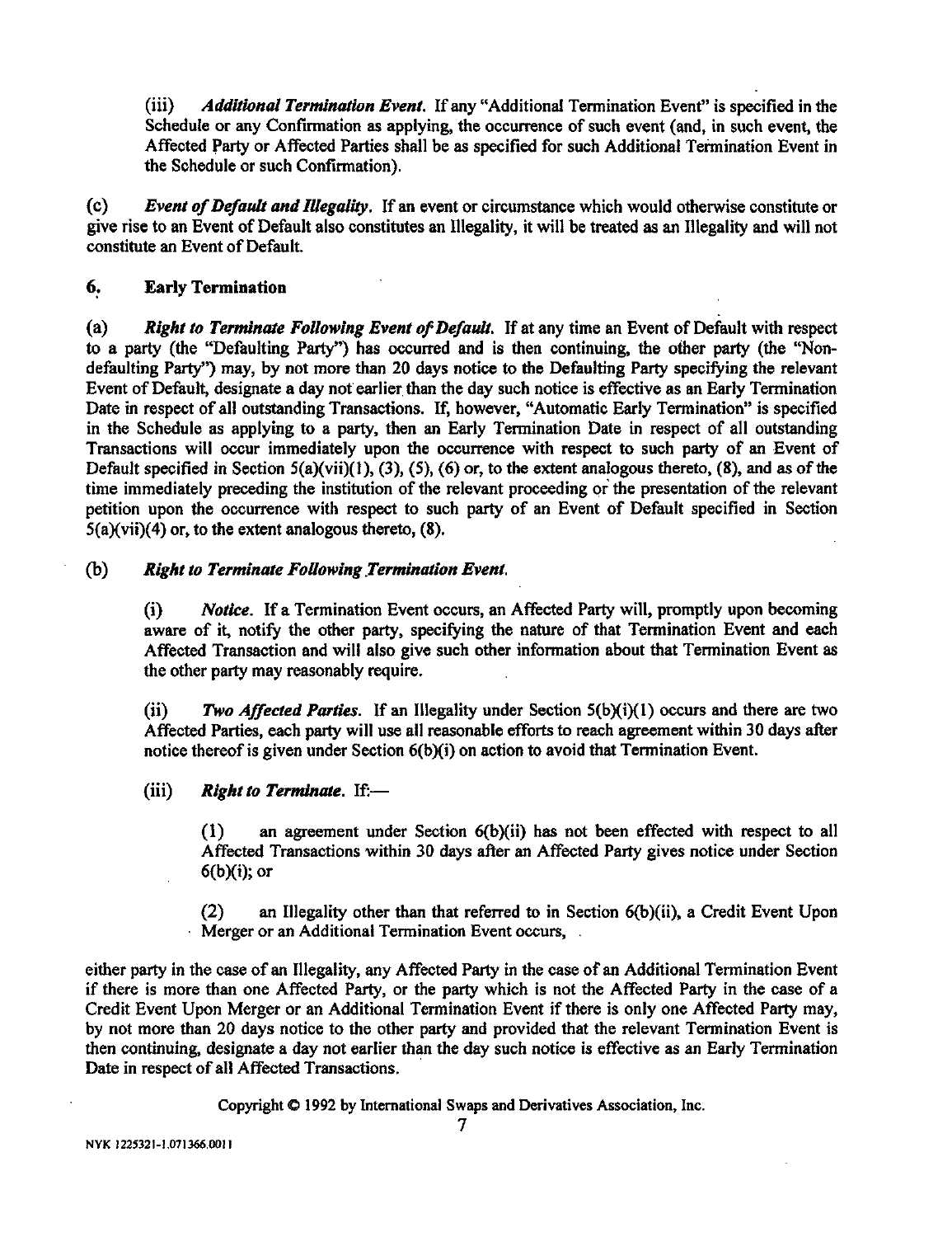(iii) *Additional Termination Event.* If any "Additional Termination Event" is specified in the Schedule or any Confirmation as applying, the occurrence of such event (and, in such event, the Affected Party or Affected Parties shall be as specified for such Additional Termination Event in the Schedule or such Confirmation).

(c) *Event of Default and Illegality.* If an event or circumstance which would otherwise constitute or give rise to an Event of Default also constitutes an Illegality, it will be treated as an Illegality and will not constitute an Event of Default.

## 6. Early Termination

(a) *Right to Terminate Following Event of Default.* If at any time an Event of Default with respect to a party (the "Defaulting Party") has occurred and is then continuing, the other party (the "Non-defaulting Party") may, by not more than 20 days notice to the Defaulting Party specifying the relevant Event of Default, designate a day not earlier than the day such notice is effective as an Early Termination Date in respect of all outstanding Transactions. If, however, "Automatic Early Termination" is specified in the Schedule as applying to a party, then an Early Termination Date in respect of all outstanding Transactions will occur immediately upon the occurrence with respect to such party of an Event of Default specified in Section 5(a)(vii)(1), (3), (5), (6) or, to the extent analogous thereto, (8), and as of the time immediately preceding the institution of the relevant proceeding or the presentation of the relevant petition upon the occurrence with respect to such party of an Event of Default specified in Section 5(a)(vii)(4) or, to the extent analogous thereto, (8).

(b) *Right to Terminate Following Termination Event.*

(i) *Notice.* If a Termination Event occurs, an Affected Party will, promptly upon becoming aware of it, notify the other party, specifying the nature of that Termination Event and each Affected Transaction and will also give such other information about that Termination Event as the other party may reasonably require.

(ii) *Two Affected Parties.* If an Illegality under Section 5(b)(i)(1) occurs and there are two Affected Parties, each party will use all reasonable efforts to reach agreement within 30 days after notice thereof is given under Section 6(b)(i) on action to avoid that Termination Event.

(iii) *Right to Terminate.* If:—

(1) an agreement under Section 6(b)(ii) has not been effected with respect to all Affected Transactions within 30 days after an Affected Party gives notice under Section 6(b)(i); or

(2) an Illegality other than that referred to in Section 6(b)(ii), a Credit Event Upon Merger or an Additional Termination Event occurs,

either party in the case of an Illegality, any Affected Party in the case of an Additional Termination Event if there is more than one Affected Party, or the party which is not the Affected Party in the case of a Credit Event Upon Merger or an Additional Termination Event if there is only one Affected Party may, by not more than 20 days notice to the other party and provided that the relevant Termination Event is then continuing, designate a day not earlier than the day such notice is effective as an Early Termination Date in respect of all Affected Transactions.

Copyright © 1992 by International Swaps and Derivatives Association, Inc.

NYK 1225321-1.071366.0011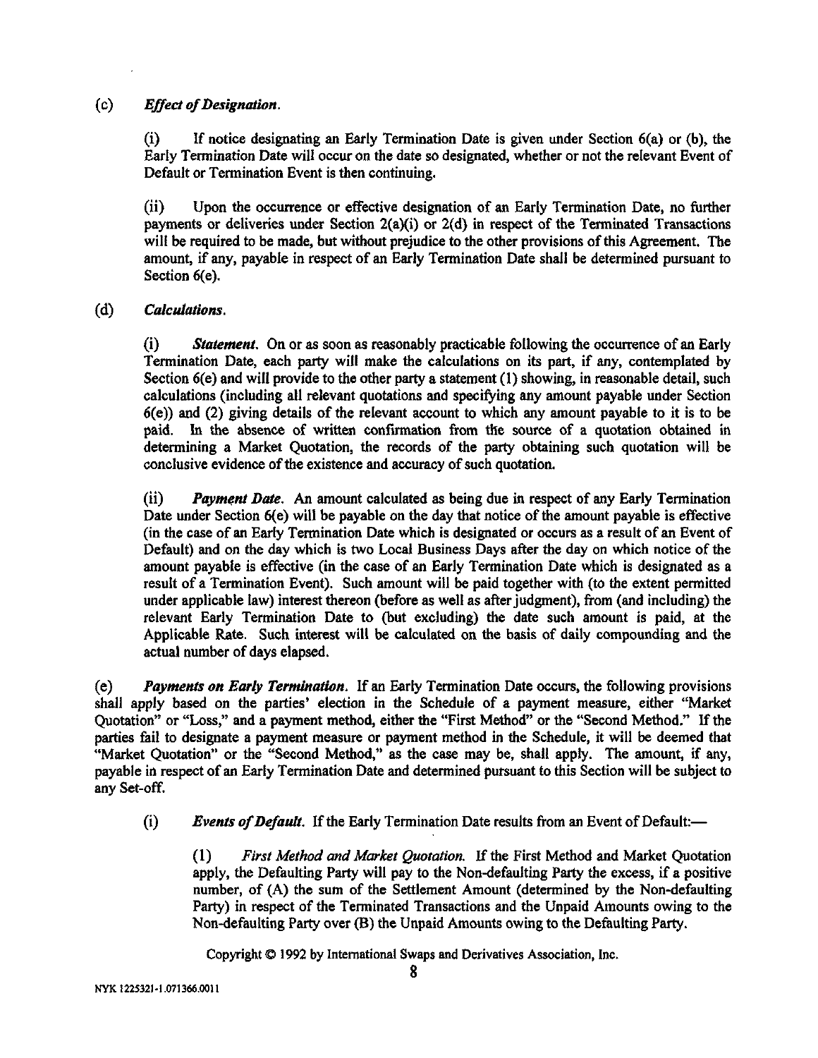(c) *Effect of Designation.*

(i) If notice designating an Early Termination Date is given under Section 6(a) or (b), the Early Termination Date will occur on the date so designated, whether or not the relevant Event of Default or Termination Event is then continuing.

(ii) Upon the occurrence or effective designation of an Early Termination Date, no further payments or deliveries under Section 2(a)(i) or 2(d) in respect of the Terminated Transactions will be required to be made, but without prejudice to the other provisions of this Agreement. The amount, if any, payable in respect of an Early Termination Date shall be determined pursuant to Section 6(e).

(d) *Calculations.*

(i) *Statement.* On or as soon as reasonably practicable following the occurrence of an Early Termination Date, each party will make the calculations on its part, if any, contemplated by Section 6(e) and will provide to the other party a statement (1) showing, in reasonable detail, such calculations (including all relevant quotations and specifying any amount payable under Section 6(e)) and (2) giving details of the relevant account to which any amount payable to it is to be paid. In the absence of written confirmation from the source of a quotation obtained in determining a Market Quotation, the records of the party obtaining such quotation will be conclusive evidence of the existence and accuracy of such quotation.

(ii) *Payment Date.* An amount calculated as being due in respect of any Early Termination Date under Section 6(e) will be payable on the day that notice of the amount payable is effective (in the case of an Early Termination Date which is designated or occurs as a result of an Event of Default) and on the day which is two Local Business Days after the day on which notice of the amount payable is effective (in the case of an Early Termination Date which is designated as a result of a Termination Event). Such amount will be paid together with (to the extent permitted under applicable law) interest thereon (before as well as after judgment), from (and including) the relevant Early Termination Date to (but excluding) the date such amount is paid, at the Applicable Rate. Such interest will be calculated on the basis of daily compounding and the actual number of days elapsed.

(e) *Payments on Early Termination.* If an Early Termination Date occurs, the following provisions shall apply based on the parties' election in the Schedule of a payment measure, either "Market Quotation" or "Loss," and a payment method, either the "First Method" or the "Second Method." If the parties fail to designate a payment measure or payment method in the Schedule, it will be deemed that "Market Quotation" or the "Second Method," as the case may be, shall apply. The amount, if any, payable in respect of an Early Termination Date and determined pursuant to this Section will be subject to any Set-off.

(i) *Events of Default.* If the Early Termination Date results from an Event of Default:—

(1) *First Method and Market Quotation.* If the First Method and Market Quotation apply, the Defaulting Party will pay to the Non-defaulting Party the excess, if a positive number, of (A) the sum of the Settlement Amount (determined by the Non-defaulting Party) in respect of the Terminated Transactions and the Unpaid Amounts owing to the Non-defaulting Party over (B) the Unpaid Amounts owing to the Defaulting Party.

Copyright © 1992 by International Swaps and Derivatives Association, Inc.

NYK 1225321-1.071366.0011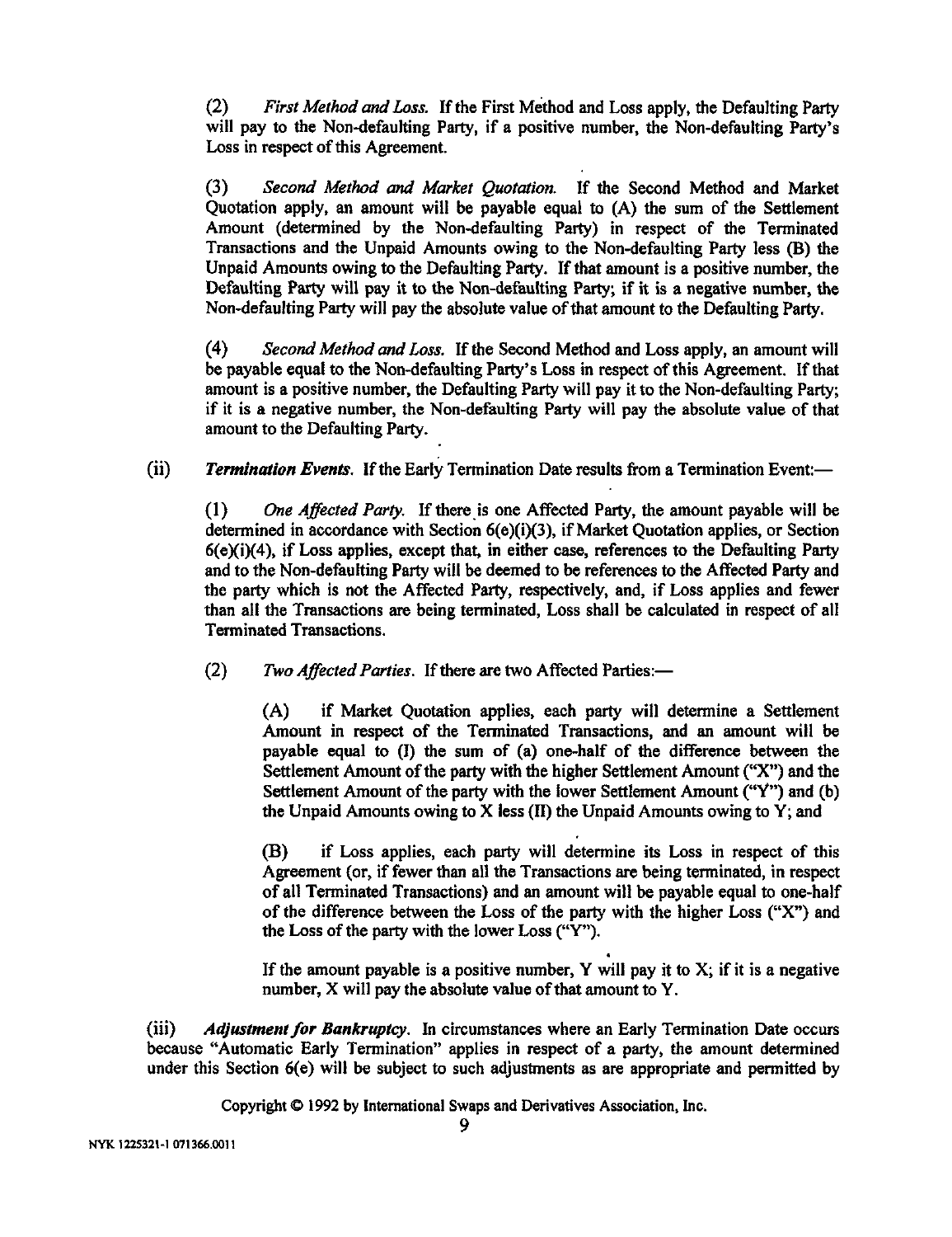(2) *First Method and Loss.* If the First Method and Loss apply, the Defaulting Party will pay to the Non-defaulting Party, if a positive number, the Non-defaulting Party's Loss in respect of this Agreement.

(3) *Second Method and Market Quotation.* If the Second Method and Market Quotation apply, an amount will be payable equal to (A) the sum of the Settlement Amount (determined by the Non-defaulting Party) in respect of the Terminated Transactions and the Unpaid Amounts owing to the Non-defaulting Party less (B) the Unpaid Amounts owing to the Defaulting Party. If that amount is a positive number, the Defaulting Party will pay it to the Non-defaulting Party; if it is a negative number, the Non-defaulting Party will pay the absolute value of that amount to the Defaulting Party.

(4) *Second Method and Loss.* If the Second Method and Loss apply, an amount will be payable equal to the Non-defaulting Party's Loss in respect of this Agreement. If that amount is a positive number, the Defaulting Party will pay it to the Non-defaulting Party; if it is a negative number, the Non-defaulting Party will pay the absolute value of that amount to the Defaulting Party.

(ii) ***Termination Events.*** If the Early Termination Date results from a Termination Event:—

(1) *One Affected Party.* If there is one Affected Party, the amount payable will be determined in accordance with Section 6(e)(i)(3), if Market Quotation applies, or Section 6(e)(i)(4), if Loss applies, except that, in either case, references to the Defaulting Party and to the Non-defaulting Party will be deemed to be references to the Affected Party and the party which is not the Affected Party, respectively, and, if Loss applies and fewer than all the Transactions are being terminated, Loss shall be calculated in respect of all Terminated Transactions.

(2) *Two Affected Parties.* If there are two Affected Parties:—

(A) if Market Quotation applies, each party will determine a Settlement Amount in respect of the Terminated Transactions, and an amount will be payable equal to (I) the sum of (a) one-half of the difference between the Settlement Amount of the party with the higher Settlement Amount ("X") and the Settlement Amount of the party with the lower Settlement Amount ("Y") and (b) the Unpaid Amounts owing to X less (II) the Unpaid Amounts owing to Y; and

(B) if Loss applies, each party will determine its Loss in respect of this Agreement (or, if fewer than all the Transactions are being terminated, in respect of all Terminated Transactions) and an amount will be payable equal to one-half of the difference between the Loss of the party with the higher Loss ("X") and the Loss of the party with the lower Loss ("Y").

If the amount payable is a positive number, Y will pay it to X; if it is a negative number, X will pay the absolute value of that amount to Y.

(iii) ***Adjustment for Bankruptcy.*** In circumstances where an Early Termination Date occurs because "Automatic Early Termination" applies in respect of a party, the amount determined under this Section 6(e) will be subject to such adjustments as are appropriate and permitted by

Copyright © 1992 by International Swaps and Derivatives Association, Inc.

NYK 1225321-1 071366.0011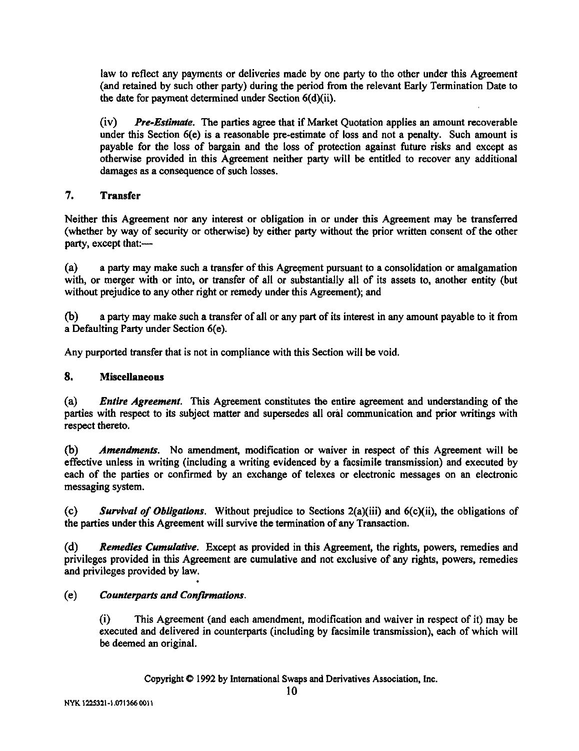law to reflect any payments or deliveries made by one party to the other under this Agreement (and retained by such other party) during the period from the relevant Early Termination Date to the date for payment determined under Section 6(d)(ii).

(iv) ***Pre-Estimate.*** The parties agree that if Market Quotation applies an amount recoverable under this Section 6(e) is a reasonable pre-estimate of loss and not a penalty. Such amount is payable for the loss of bargain and the loss of protection against future risks and except as otherwise provided in this Agreement neither party will be entitled to recover any additional damages as a consequence of such losses.

## 7. Transfer

Neither this Agreement nor any interest or obligation in or under this Agreement may be transferred (whether by way of security or otherwise) by either party without the prior written consent of the other party, except that:—

(a) a party may make such a transfer of this Agreement pursuant to a consolidation or amalgamation with, or merger with or into, or transfer of all or substantially all of its assets to, another entity (but without prejudice to any other right or remedy under this Agreement); and

(b) a party may make such a transfer of all or any part of its interest in any amount payable to it from a Defaulting Party under Section 6(e).

Any purported transfer that is not in compliance with this Section will be void.

## 8. Miscellaneous

(a) ***Entire Agreement.*** This Agreement constitutes the entire agreement and understanding of the parties with respect to its subject matter and supersedes all oral communication and prior writings with respect thereto.

(b) ***Amendments.*** No amendment, modification or waiver in respect of this Agreement will be effective unless in writing (including a writing evidenced by a facsimile transmission) and executed by each of the parties or confirmed by an exchange of telexes or electronic messages on an electronic messaging system.

(c) ***Survival of Obligations.*** Without prejudice to Sections 2(a)(iii) and 6(c)(ii), the obligations of the parties under this Agreement will survive the termination of any Transaction.

(d) ***Remedies Cumulative.*** Except as provided in this Agreement, the rights, powers, remedies and privileges provided in this Agreement are cumulative and not exclusive of any rights, powers, remedies and privileges provided by law.

(e) ***Counterparts and Confirmations.***

(i) This Agreement (and each amendment, modification and waiver in respect of it) may be executed and delivered in counterparts (including by facsimile transmission), each of which will be deemed an original.

Copyright © 1992 by International Swaps and Derivatives Association, Inc.

NYK 1225321-1.071366 0011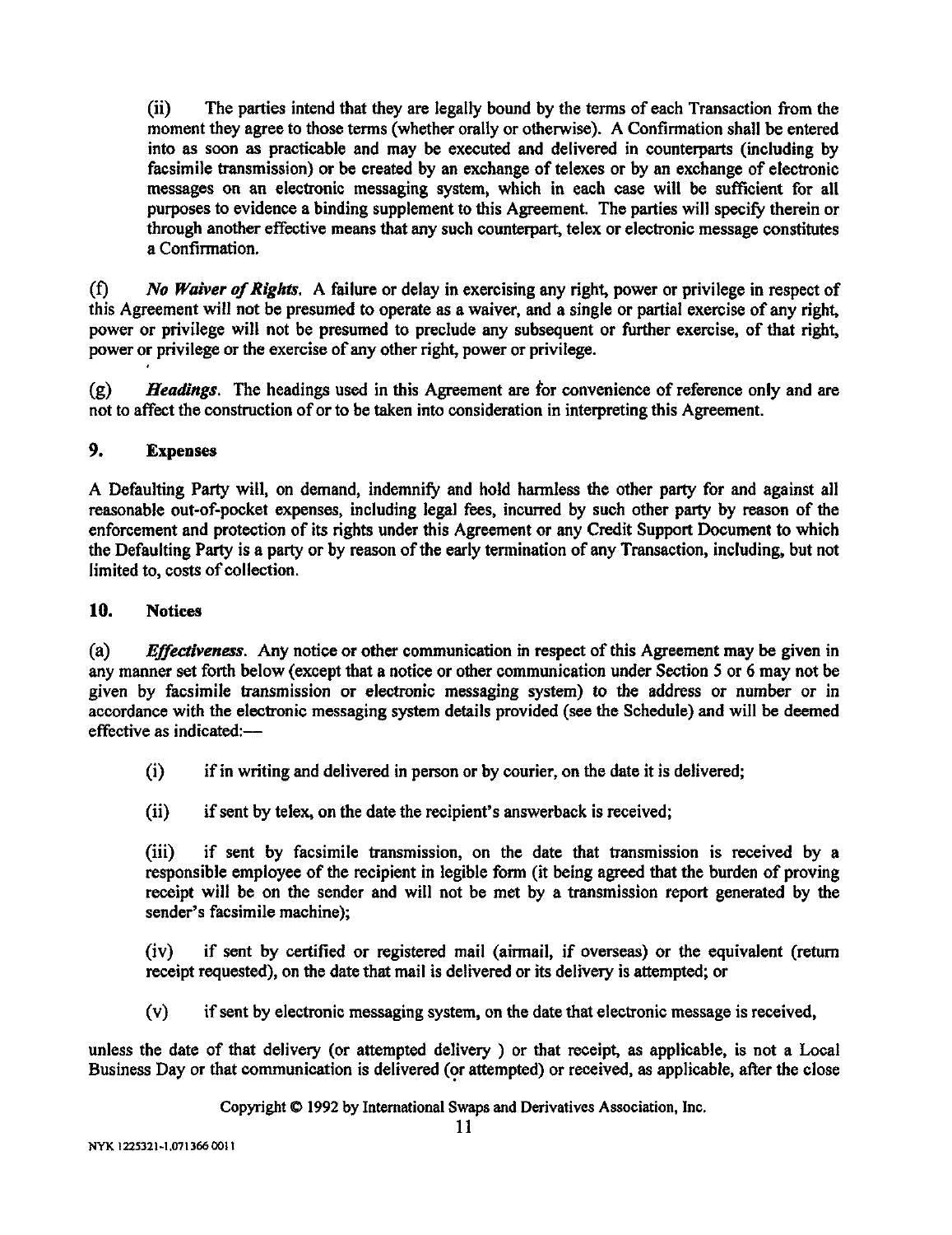(ii) The parties intend that they are legally bound by the terms of each Transaction from the moment they agree to those terms (whether orally or otherwise). A Confirmation shall be entered into as soon as practicable and may be executed and delivered in counterparts (including by facsimile transmission) or be created by an exchange of telexes or by an exchange of electronic messages on an electronic messaging system, which in each case will be sufficient for all purposes to evidence a binding supplement to this Agreement. The parties will specify therein or through another effective means that any such counterpart, telex or electronic message constitutes a Confirmation.

(f) ***No Waiver of Rights.*** A failure or delay in exercising any right, power or privilege in respect of this Agreement will not be presumed to operate as a waiver, and a single or partial exercise of any right, power or privilege will not be presumed to preclude any subsequent or further exercise, of that right, power or privilege or the exercise of any other right, power or privilege.

(g) ***Headings.*** The headings used in this Agreement are for convenience of reference only and are not to affect the construction of or to be taken into consideration in interpreting this Agreement.

## 9. Expenses

A Defaulting Party will, on demand, indemnify and hold harmless the other party for and against all reasonable out-of-pocket expenses, including legal fees, incurred by such other party by reason of the enforcement and protection of its rights under this Agreement or any Credit Support Document to which the Defaulting Party is a party or by reason of the early termination of any Transaction, including, but not limited to, costs of collection.

## 10. Notices

(a) ***Effectiveness.*** Any notice or other communication in respect of this Agreement may be given in any manner set forth below (except that a notice or other communication under Section 5 or 6 may not be given by facsimile transmission or electronic messaging system) to the address or number or in accordance with the electronic messaging system details provided (see the Schedule) and will be deemed effective as indicated:—

(i) if in writing and delivered in person or by courier, on the date it is delivered;

(ii) if sent by telex, on the date the recipient's answerback is received;

(iii) if sent by facsimile transmission, on the date that transmission is received by a responsible employee of the recipient in legible form (it being agreed that the burden of proving receipt will be on the sender and will not be met by a transmission report generated by the sender's facsimile machine);

(iv) if sent by certified or registered mail (airmail, if overseas) or the equivalent (return receipt requested), on the date that mail is delivered or its delivery is attempted; or

(v) if sent by electronic messaging system, on the date that electronic message is received,

unless the date of that delivery (or attempted delivery ) or that receipt, as applicable, is not a Local Business Day or that communication is delivered (or attempted) or received, as applicable, after the close

Copyright © 1992 by International Swaps and Derivatives Association, Inc.

NYK 1225321-1.071366 0011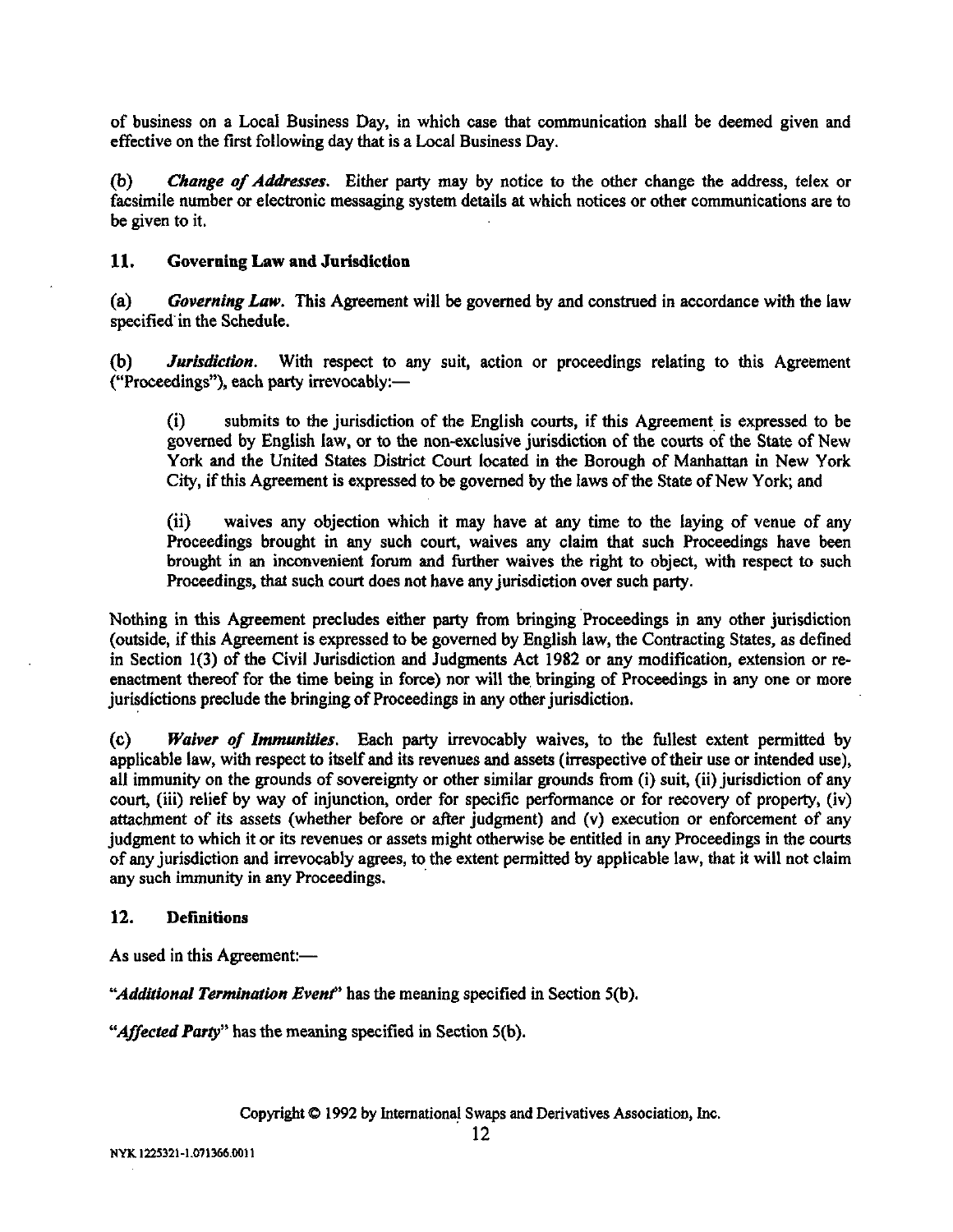of business on a Local Business Day, in which case that communication shall be deemed given and effective on the first following day that is a Local Business Day.

(b) ***Change of Addresses.*** Either party may by notice to the other change the address, telex or facsimile number or electronic messaging system details at which notices or other communications are to be given to it.

## 11. Governing Law and Jurisdiction

(a) ***Governing Law.*** This Agreement will be governed by and construed in accordance with the law specified in the Schedule.

(b) ***Jurisdiction.*** With respect to any suit, action or proceedings relating to this Agreement ("Proceedings"), each party irrevocably:—

(i) submits to the jurisdiction of the English courts, if this Agreement is expressed to be governed by English law, or to the non-exclusive jurisdiction of the courts of the State of New York and the United States District Court located in the Borough of Manhattan in New York City, if this Agreement is expressed to be governed by the laws of the State of New York; and

(ii) waives any objection which it may have at any time to the laying of venue of any Proceedings brought in any such court, waives any claim that such Proceedings have been brought in an inconvenient forum and further waives the right to object, with respect to such Proceedings, that such court does not have any jurisdiction over such party.

Nothing in this Agreement precludes either party from bringing Proceedings in any other jurisdiction (outside, if this Agreement is expressed to be governed by English law, the Contracting States, as defined in Section 1(3) of the Civil Jurisdiction and Judgments Act 1982 or any modification, extension or re-enactment thereof for the time being in force) nor will the bringing of Proceedings in any one or more jurisdictions preclude the bringing of Proceedings in any other jurisdiction.

(c) ***Waiver of Immunities.*** Each party irrevocably waives, to the fullest extent permitted by applicable law, with respect to itself and its revenues and assets (irrespective of their use or intended use), all immunity on the grounds of sovereignty or other similar grounds from (i) suit, (ii) jurisdiction of any court, (iii) relief by way of injunction, order for specific performance or for recovery of property, (iv) attachment of its assets (whether before or after judgment) and (v) execution or enforcement of any judgment to which it or its revenues or assets might otherwise be entitled in any Proceedings in the courts of any jurisdiction and irrevocably agrees, to the extent permitted by applicable law, that it will not claim any such immunity in any Proceedings.

## 12. Definitions

As used in this Agreement:—

"***Additional Termination Event***" has the meaning specified in Section 5(b).

"***Affected Party***" has the meaning specified in Section 5(b).

Copyright © 1992 by International Swaps and Derivatives Association, Inc.

NYK 1225321-1.071366.0011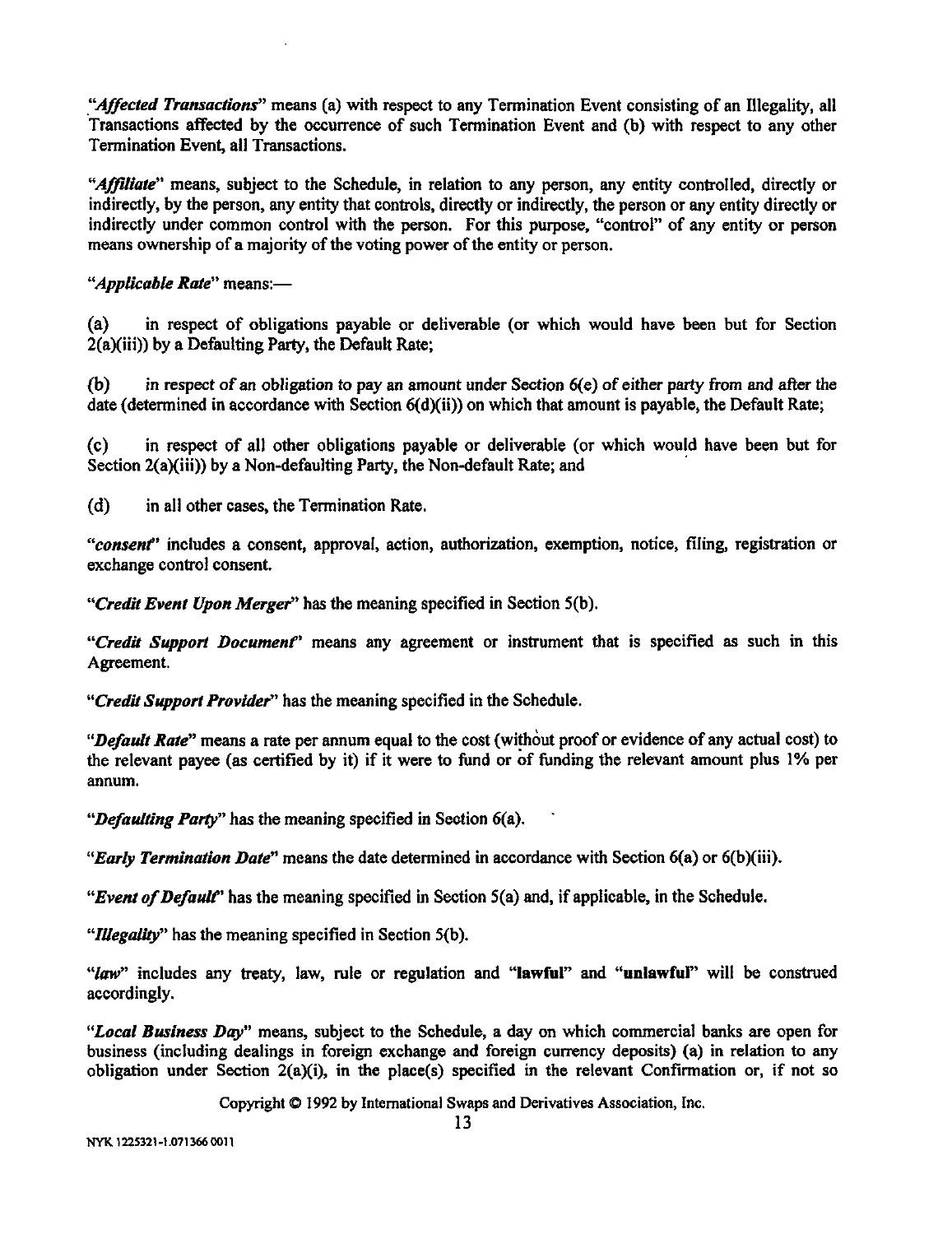"*Affected Transactions*" means (a) with respect to any Termination Event consisting of an Illegality, all Transactions affected by the occurrence of such Termination Event and (b) with respect to any other Termination Event, all Transactions.

"*Affiliate*" means, subject to the Schedule, in relation to any person, any entity controlled, directly or indirectly, by the person, any entity that controls, directly or indirectly, the person or any entity directly or indirectly under common control with the person. For this purpose, "control" of any entity or person means ownership of a majority of the voting power of the entity or person.

"*Applicable Rate*" means:—

(a) in respect of obligations payable or deliverable (or which would have been but for Section 2(a)(iii)) by a Defaulting Party, the Default Rate;

(b) *in respect of an obligation to pay an amount under Section 6(e) of either party from and after the* date (determined in accordance with Section 6(d)(ii)) on which that amount is payable, the Default Rate;

(c) in respect of all other obligations payable or deliverable (or which would have been but for Section 2(a)(iii)) by a Non-defaulting Party, the Non-default Rate; and

(d) in all other cases, the Termination Rate.

"*consent*" includes a consent, approval, action, authorization, exemption, notice, filing, registration or exchange control consent.

"*Credit Event Upon Merger*" has the meaning specified in Section 5(b).

"*Credit Support Document*" means any agreement or instrument that is specified as such in this Agreement.

"*Credit Support Provider*" has the meaning specified in the Schedule.

"*Default Rate*" means a rate per annum equal to the cost (without proof or evidence of any actual cost) to the relevant payee (as certified by it) if it were to fund or of funding the relevant amount plus 1% per annum.

"*Defaulting Party*" has the meaning specified in Section 6(a).

"*Early Termination Date*" means the date determined in accordance with Section 6(a) or 6(b)(iii).

"*Event of Default*" has the meaning specified in Section 5(a) and, if applicable, in the Schedule.

"*Illegality*" has the meaning specified in Section 5(b).

"*law*" includes any treaty, law, rule or regulation and "**lawful**" and "**unlawful**" will be construed accordingly.

"*Local Business Day*" means, subject to the Schedule, a day on which commercial banks are open for business (including dealings in foreign exchange and foreign currency deposits) (a) in relation to any obligation under Section 2(a)(i), in the place(s) specified in the relevant Confirmation or, if not so

Copyright © 1992 by International Swaps and Derivatives Association, Inc.

NYK 1225321-1.071366 0011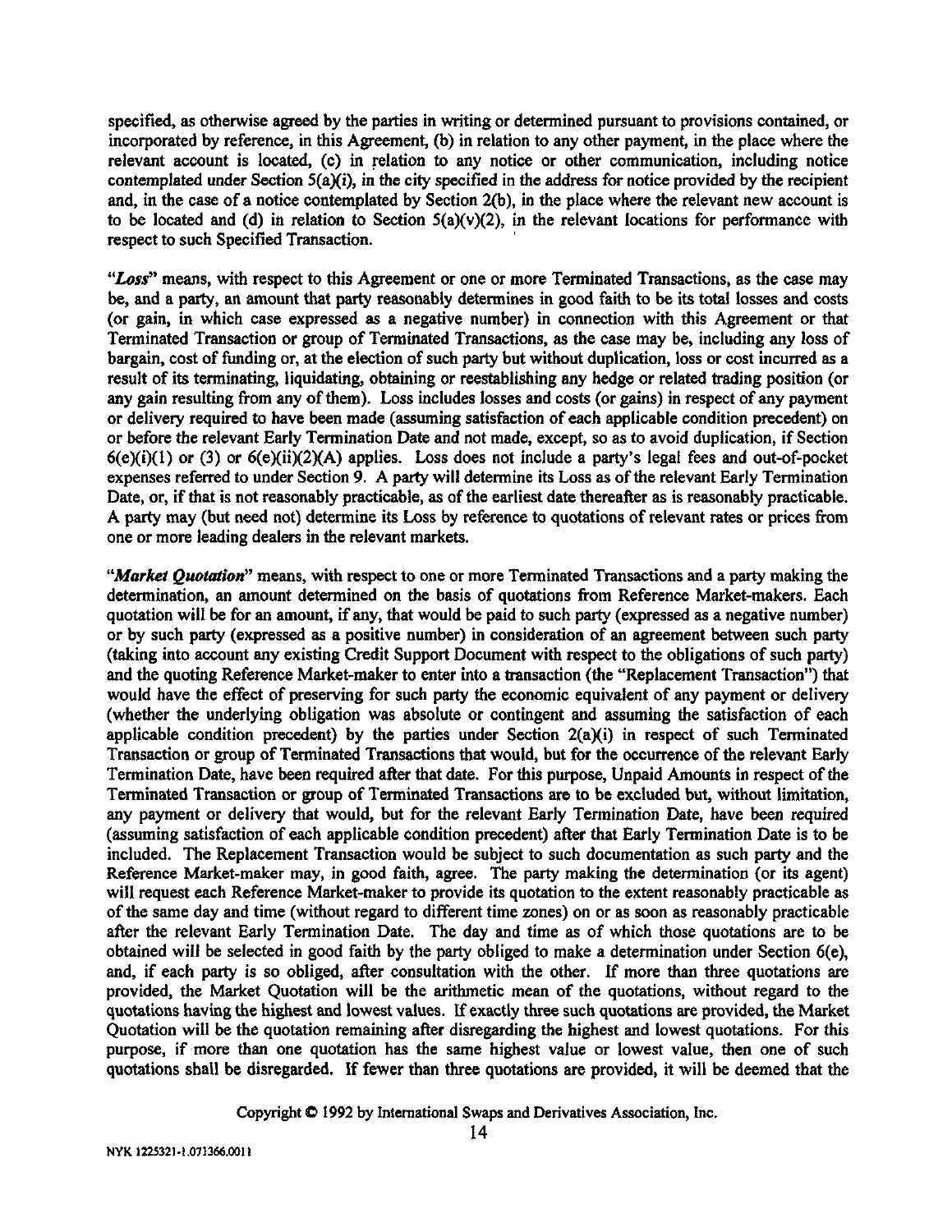specified, as otherwise agreed by the parties in writing or determined pursuant to provisions contained, or incorporated by reference, in this Agreement, (b) in relation to any other payment, in the place where the relevant account is located, (c) in relation to any notice or other communication, including notice contemplated under Section 5(a)(i), in the city specified in the address for notice provided by the recipient and, in the case of a notice contemplated by Section 2(b), in the place where the relevant new account is to be located and (d) in relation to Section 5(a)(v)(2), in the relevant locations for performance with respect to such Specified Transaction.

"***Loss***" means, with respect to this Agreement or one or more Terminated Transactions, as the case may be, and a party, an amount that party reasonably determines in good faith to be its total losses and costs (or gain, in which case expressed as a negative number) in connection with this Agreement or that Terminated Transaction or group of Terminated Transactions, as the case may be, including any loss of bargain, cost of funding or, at the election of such party but without duplication, loss or cost incurred as a result of its terminating, liquidating, obtaining or reestablishing any hedge or related trading position (or any gain resulting from any of them). Loss includes losses and costs (or gains) in respect of any payment or delivery required to have been made (assuming satisfaction of each applicable condition precedent) on or before the relevant Early Termination Date and not made, except, so as to avoid duplication, if Section 6(e)(i)(1) or (3) or 6(e)(ii)(2)(A) applies. Loss does not include a party's legal fees and out-of-pocket expenses referred to under Section 9. A party will determine its Loss as of the relevant Early Termination Date, or, if that is not reasonably practicable, as of the earliest date thereafter as is reasonably practicable. A party may (but need not) determine its Loss by reference to quotations of relevant rates or prices from one or more leading dealers in the relevant markets.

"***Market Quotation***" means, with respect to one or more Terminated Transactions and a party making the determination, an amount determined on the basis of quotations from Reference Market-makers. Each quotation will be for an amount, if any, that would be paid to such party (expressed as a negative number) or by such party (expressed as a positive number) in consideration of an agreement between such party (taking into account any existing Credit Support Document with respect to the obligations of such party) and the quoting Reference Market-maker to enter into a transaction (the "Replacement Transaction") that would have the effect of preserving for such party the economic equivalent of any payment or delivery (whether the underlying obligation was absolute or contingent and assuming the satisfaction of each applicable condition precedent) by the parties under Section 2(a)(i) in respect of such Terminated Transaction or group of Terminated Transactions that would, but for the occurrence of the relevant Early Termination Date, have been required after that date. For this purpose, Unpaid Amounts in respect of the Terminated Transaction or group of Terminated Transactions are to be excluded but, without limitation, any payment or delivery that would, but for the relevant Early Termination Date, have been required (assuming satisfaction of each applicable condition precedent) after that Early Termination Date is to be included. The Replacement Transaction would be subject to such documentation as such party and the Reference Market-maker may, in good faith, agree. The party making the determination (or its agent) will request each Reference Market-maker to provide its quotation to the extent reasonably practicable as of the same day and time (without regard to different time zones) on or as soon as reasonably practicable after the relevant Early Termination Date. The day and time as of which those quotations are to be obtained will be selected in good faith by the party obliged to make a determination under Section 6(e), and, if each party is so obliged, after consultation with the other. If more than three quotations are provided, the Market Quotation will be the arithmetic mean of the quotations, without regard to the quotations having the highest and lowest values. If exactly three such quotations are provided, the Market Quotation will be the quotation remaining after disregarding the highest and lowest quotations. For this purpose, if more than one quotation has the same highest value or lowest value, then one of such quotations shall be disregarded. If fewer than three quotations are provided, it will be deemed that the

Copyright © 1992 by International Swaps and Derivatives Association, Inc.

NYK 1225321-1.071366.0011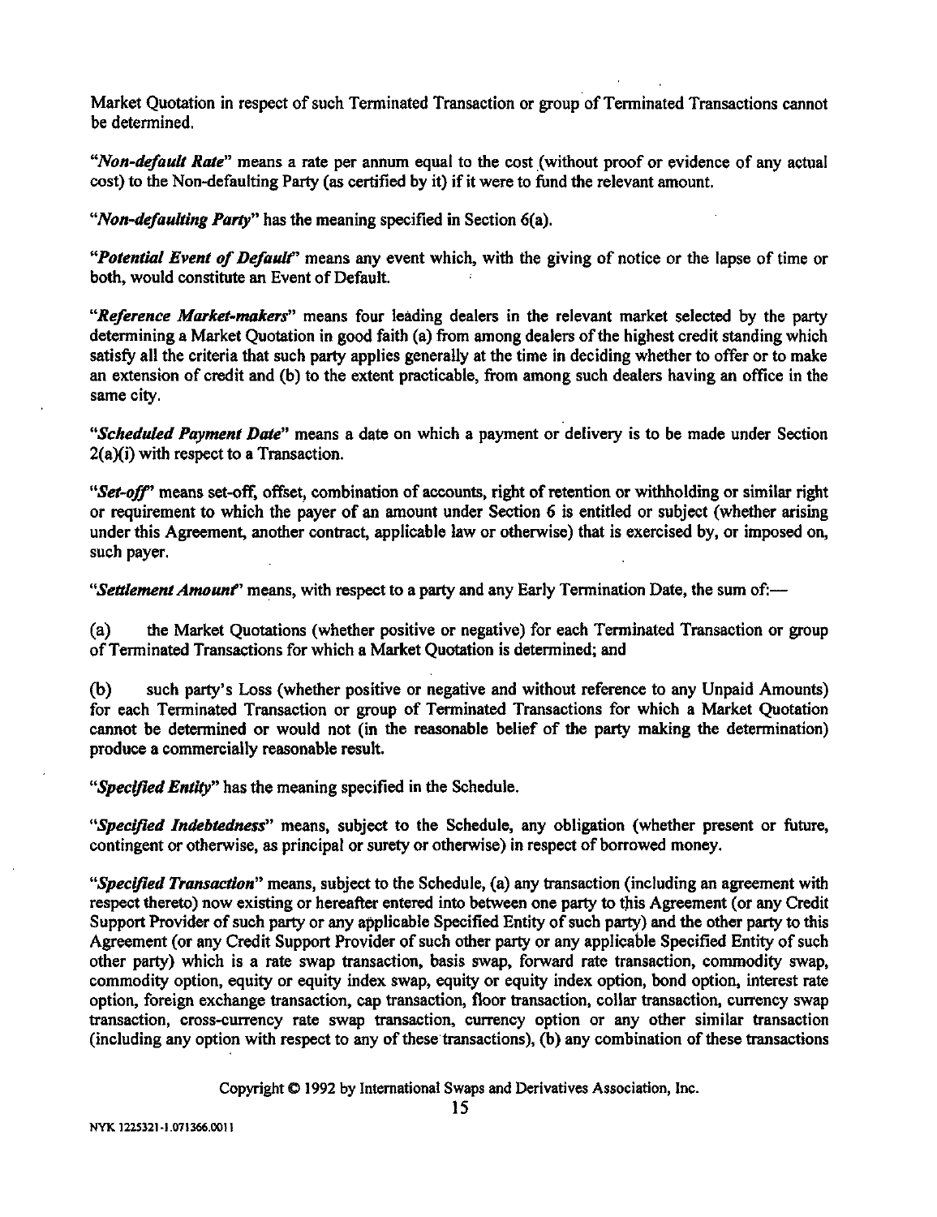Market Quotation in respect of such Terminated Transaction or group of Terminated Transactions cannot be determined.

"*Non-default Rate*" means a rate per annum equal to the cost (without proof or evidence of any actual cost) to the Non-defaulting Party (as certified by it) if it were to fund the relevant amount.

"*Non-defaulting Party*" has the meaning specified in Section 6(a).

"*Potential Event of Default*" means any event which, with the giving of notice or the lapse of time or both, would constitute an Event of Default.

"*Reference Market-makers*" means four leading dealers in the relevant market selected by the party determining a Market Quotation in good faith (a) from among dealers of the highest credit standing which satisfy all the criteria that such party applies generally at the time in deciding whether to offer or to make an extension of credit and (b) to the extent practicable, from among such dealers having an office in the same city.

"*Scheduled Payment Date*" means a date on which a payment or delivery is to be made under Section 2(a)(i) with respect to a Transaction.

"*Set-off*" means set-off, offset, combination of accounts, right of retention or withholding or similar right or requirement to which the payer of an amount under Section 6 is entitled or subject (whether arising under this Agreement, another contract, applicable law or otherwise) that is exercised by, or imposed on, such payer.

"*Settlement Amount*" means, with respect to a party and any Early Termination Date, the sum of:—

(a) the Market Quotations (whether positive or negative) for each Terminated Transaction or group of Terminated Transactions for which a Market Quotation is determined; and

(b) such party's Loss (whether positive or negative and without reference to any Unpaid Amounts) for each Terminated Transaction or group of Terminated Transactions for which a Market Quotation cannot be determined or would not (in the reasonable belief of the party making the determination) produce a commercially reasonable result.

"*Specified Entity*" has the meaning specified in the Schedule.

"*Specified Indebtedness*" means, subject to the Schedule, any obligation (whether present or future, contingent or otherwise, as principal or surety or otherwise) in respect of borrowed money.

"*Specified Transaction*" means, subject to the Schedule, (a) any transaction (including an agreement with respect thereto) now existing or hereafter entered into between one party to this Agreement (or any Credit Support Provider of such party or any applicable Specified Entity of such party) and the other party to this Agreement (or any Credit Support Provider of such other party or any applicable Specified Entity of such other party) which is a rate swap transaction, basis swap, forward rate transaction, commodity swap, commodity option, equity or equity index swap, equity or equity index option, bond option, interest rate option, foreign exchange transaction, cap transaction, floor transaction, collar transaction, currency swap transaction, cross-currency rate swap transaction, currency option or any other similar transaction (including any option with respect to any of these transactions), (b) any combination of these transactions

Copyright © 1992 by International Swaps and Derivatives Association, Inc.

NYK 1225321-1.071366.0011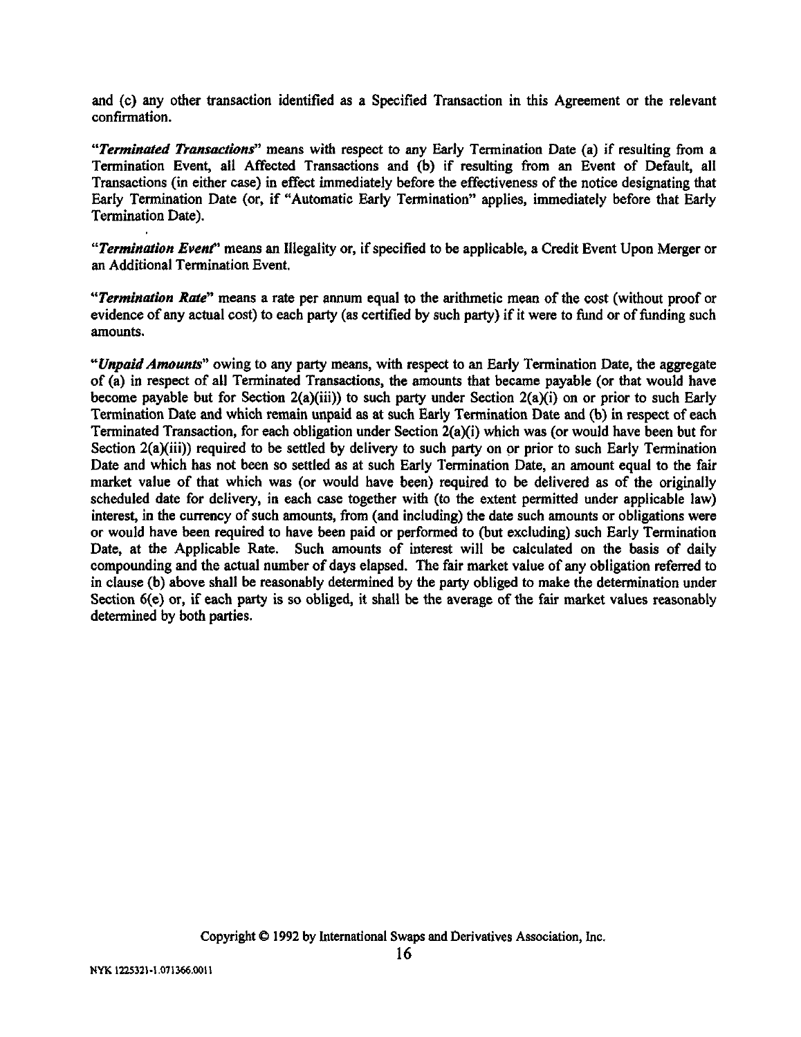and (c) any other transaction identified as a Specified Transaction in this Agreement or the relevant confirmation.

"***Terminated Transactions***" means with respect to any Early Termination Date (a) if resulting from a Termination Event, all Affected Transactions and (b) if resulting from an Event of Default, all Transactions (in either case) in effect immediately before the effectiveness of the notice designating that Early Termination Date (or, if "Automatic Early Termination" applies, immediately before that Early Termination Date).

"***Termination Event***" means an Illegality or, if specified to be applicable, a Credit Event Upon Merger or an Additional Termination Event.

"***Termination Rate***" means a rate per annum equal to the arithmetic mean of the cost (without proof or evidence of any actual cost) to each party (as certified by such party) if it were to fund or of funding such amounts.

"***Unpaid Amounts***" owing to any party means, with respect to an Early Termination Date, the aggregate of (a) in respect of all Terminated Transactions, the amounts that became payable (or that would have become payable but for Section 2(a)(iii)) to such party under Section 2(a)(i) on or prior to such Early Termination Date and which remain unpaid as at such Early Termination Date and (b) in respect of each Terminated Transaction, for each obligation under Section 2(a)(i) which was (or would have been but for Section 2(a)(iii)) required to be settled by delivery to such party on or prior to such Early Termination Date and which has not been so settled as at such Early Termination Date, an amount equal to the fair market value of that which was (or would have been) required to be delivered as of the originally scheduled date for delivery, in each case together with (to the extent permitted under applicable law) interest, in the currency of such amounts, from (and including) the date such amounts or obligations were or would have been required to have been paid or performed to (but excluding) such Early Termination Date, at the Applicable Rate. Such amounts of interest will be calculated on the basis of daily compounding and the actual number of days elapsed. The fair market value of any obligation referred to in clause (b) above shall be reasonably determined by the party obliged to make the determination under Section 6(e) or, if each party is so obliged, it shall be the average of the fair market values reasonably determined by both parties.

Copyright © 1992 by International Swaps and Derivatives Association, Inc.

NYK 1225321-1.071366.0011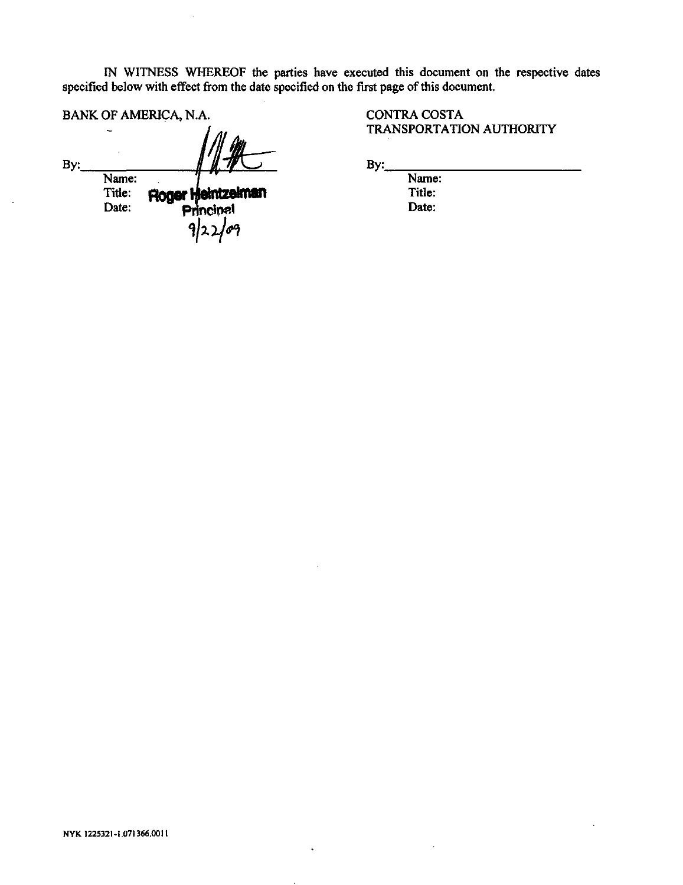IN WITNESS WHEREOF the parties have executed this document on the respective dates specified below with effect from the date specified on the first page of this document.

BANK OF AMERICA, N.A.

By:\_\_\_\_\_\_\_\_\_\_\_\_\_\_\_\_\_\_\_\_\_\_\_\_\_\_

Name: Roger Heintzelman

Title: Principal

Date: 9/22/09

CONTRA COSTA TRANSPORTATION AUTHORITY

By:\_\_\_\_\_\_\_\_\_\_\_\_\_\_\_\_\_\_\_\_\_\_\_\_\_\_

Name:

Title:

Date:

NYK 1225321-1.071366.0011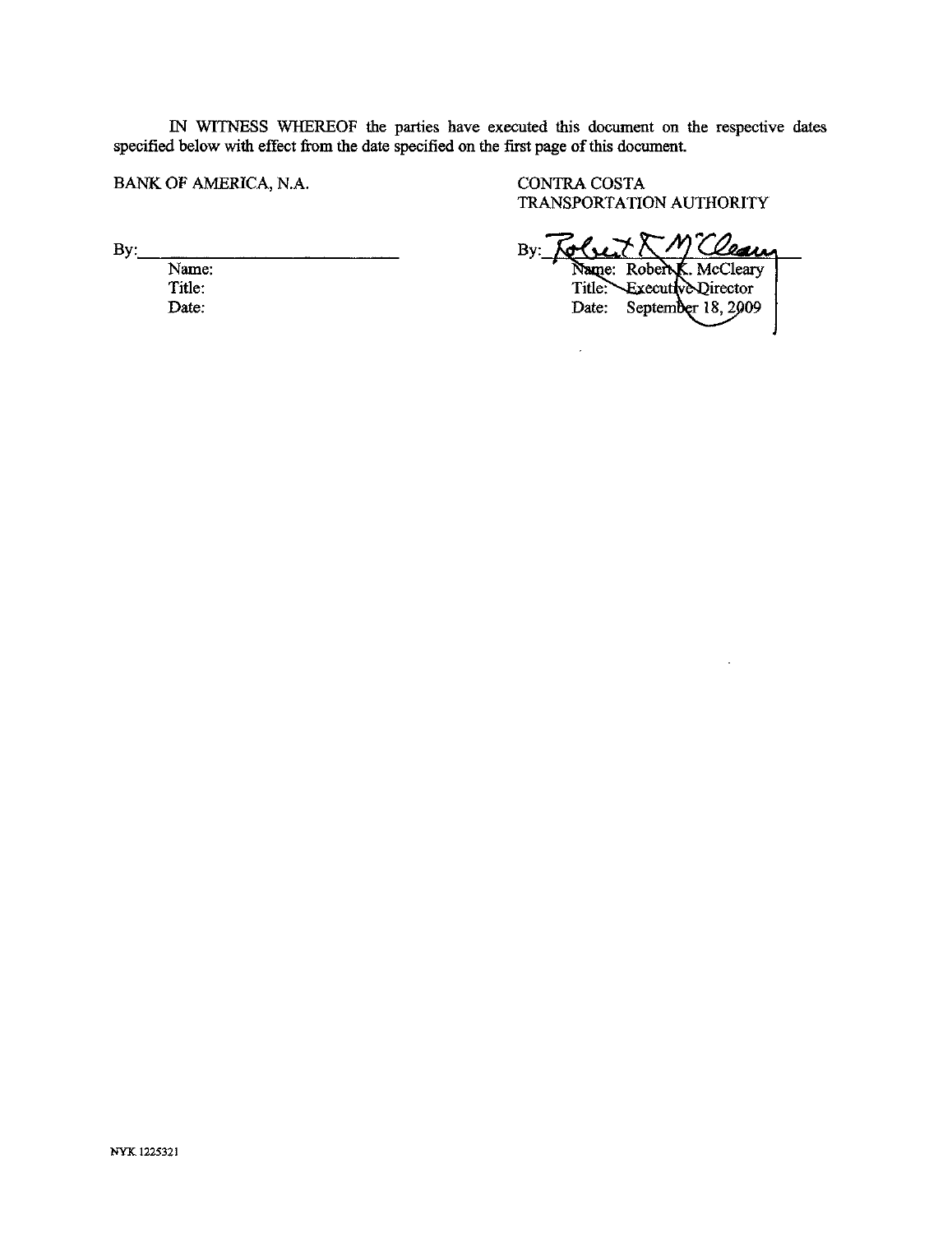IN WITNESS WHEREOF the parties have executed this document on the respective dates specified below with effect from the date specified on the first page of this document.

| BANK OF AMERICA, N.A. | CONTRA COSTA TRANSPORTATION AUTHORITY |
|---|---|
| By:\_\_\_\_\_\_\_\_\_\_\_\_\_\_\_\_\_\_\_\_\_\_\_\_ | By: Robert K McCleary |
| Name: | Name: Robert K. McCleary |
| Title: | Title: Executive Director |
| Date: | Date: September 18, 2009 |

NYK 1225321